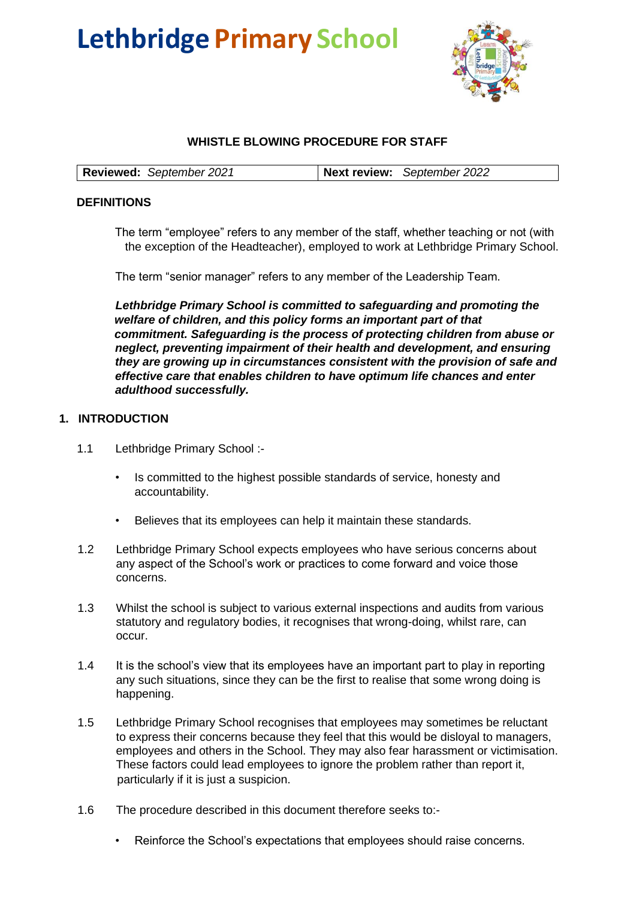# Lethbridge Primary School

## WHISTLE BLOWING PROCEDURE FOR STAFF

| **Reviewed:** *September 2021* | **Next review:** *September 2022* |
| --- | --- |

### DEFINITIONS

The term "employee" refers to any member of the staff, whether teaching or not (with the exception of the Headteacher), employed to work at Lethbridge Primary School.

The term "senior manager" refers to any member of the Leadership Team.

***Lethbridge Primary School is committed to safeguarding and promoting the welfare of children, and this policy forms an important part of that commitment. Safeguarding is the process of protecting children from abuse or neglect, preventing impairment of their health and development, and ensuring they are growing up in circumstances consistent with the provision of safe and effective care that enables children to have optimum life chances and enter adulthood successfully.***

### 1. INTRODUCTION

1.1 Lethbridge Primary School :-

- Is committed to the highest possible standards of service, honesty and accountability.
- Believes that its employees can help it maintain these standards.

1.2 Lethbridge Primary School expects employees who have serious concerns about any aspect of the School's work or practices to come forward and voice those concerns.

1.3 Whilst the school is subject to various external inspections and audits from various statutory and regulatory bodies, it recognises that wrong-doing, whilst rare, can occur.

1.4 It is the school's view that its employees have an important part to play in reporting any such situations, since they can be the first to realise that some wrong doing is happening.

1.5 Lethbridge Primary School recognises that employees may sometimes be reluctant to express their concerns because they feel that this would be disloyal to managers, employees and others in the School. They may also fear harassment or victimisation. These factors could lead employees to ignore the problem rather than report it, particularly if it is just a suspicion.

1.6 The procedure described in this document therefore seeks to:-

- Reinforce the School's expectations that employees should raise concerns.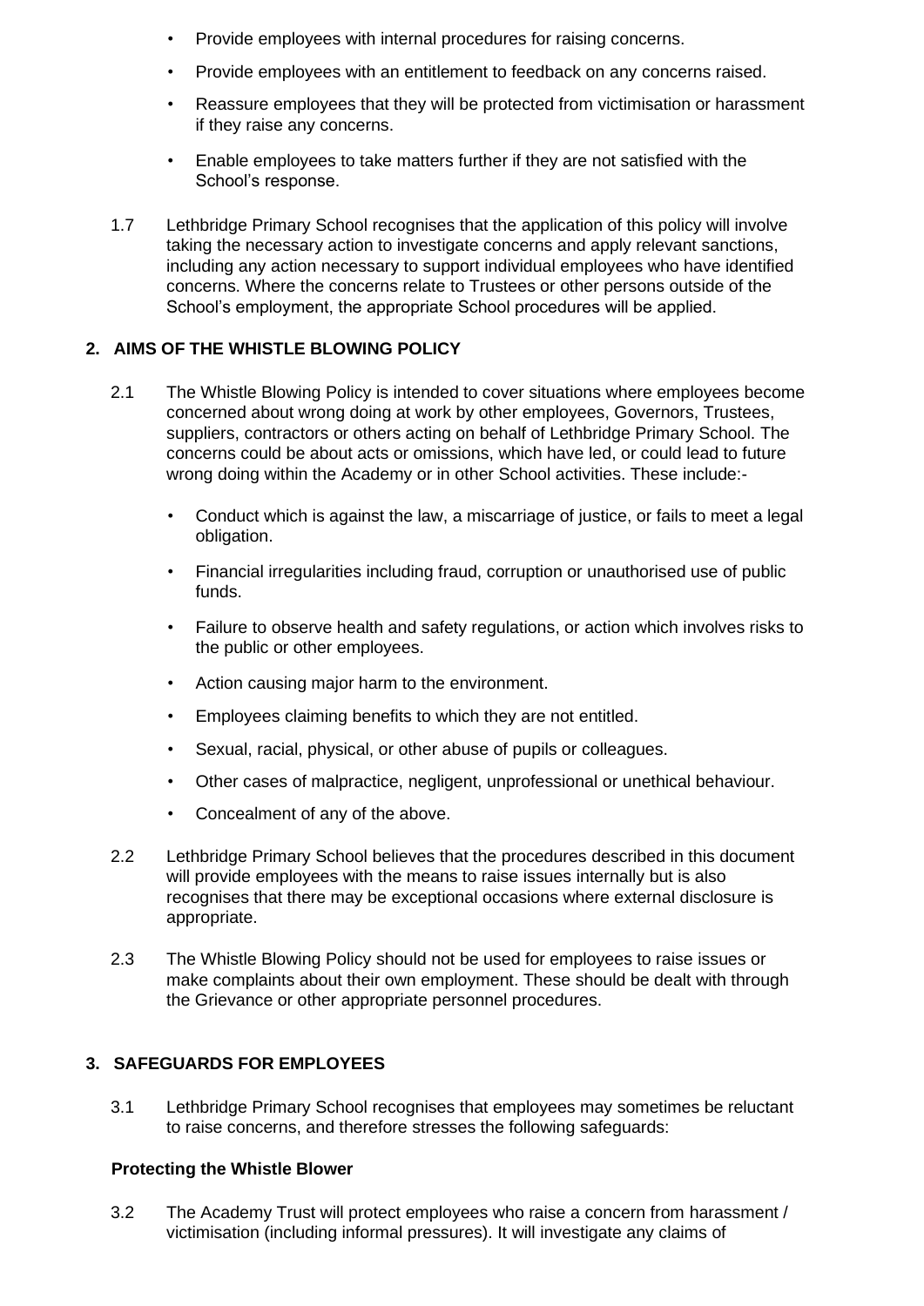- Provide employees with internal procedures for raising concerns.
- Provide employees with an entitlement to feedback on any concerns raised.
- Reassure employees that they will be protected from victimisation or harassment if they raise any concerns.
- Enable employees to take matters further if they are not satisfied with the School's response.

1.7 Lethbridge Primary School recognises that the application of this policy will involve taking the necessary action to investigate concerns and apply relevant sanctions, including any action necessary to support individual employees who have identified concerns. Where the concerns relate to Trustees or other persons outside of the School's employment, the appropriate School procedures will be applied.

## 2. AIMS OF THE WHISTLE BLOWING POLICY

2.1 The Whistle Blowing Policy is intended to cover situations where employees become concerned about wrong doing at work by other employees, Governors, Trustees, suppliers, contractors or others acting on behalf of Lethbridge Primary School. The concerns could be about acts or omissions, which have led, or could lead to future wrong doing within the Academy or in other School activities. These include:-

- Conduct which is against the law, a miscarriage of justice, or fails to meet a legal obligation.
- Financial irregularities including fraud, corruption or unauthorised use of public funds.
- Failure to observe health and safety regulations, or action which involves risks to the public or other employees.
- Action causing major harm to the environment.
- Employees claiming benefits to which they are not entitled.
- Sexual, racial, physical, or other abuse of pupils or colleagues.
- Other cases of malpractice, negligent, unprofessional or unethical behaviour.
- Concealment of any of the above.

2.2 Lethbridge Primary School believes that the procedures described in this document will provide employees with the means to raise issues internally but is also recognises that there may be exceptional occasions where external disclosure is appropriate.

2.3 The Whistle Blowing Policy should not be used for employees to raise issues or make complaints about their own employment. These should be dealt with through the Grievance or other appropriate personnel procedures.

## 3. SAFEGUARDS FOR EMPLOYEES

3.1 Lethbridge Primary School recognises that employees may sometimes be reluctant to raise concerns, and therefore stresses the following safeguards:

**Protecting the Whistle Blower**

3.2 The Academy Trust will protect employees who raise a concern from harassment / victimisation (including informal pressures). It will investigate any claims of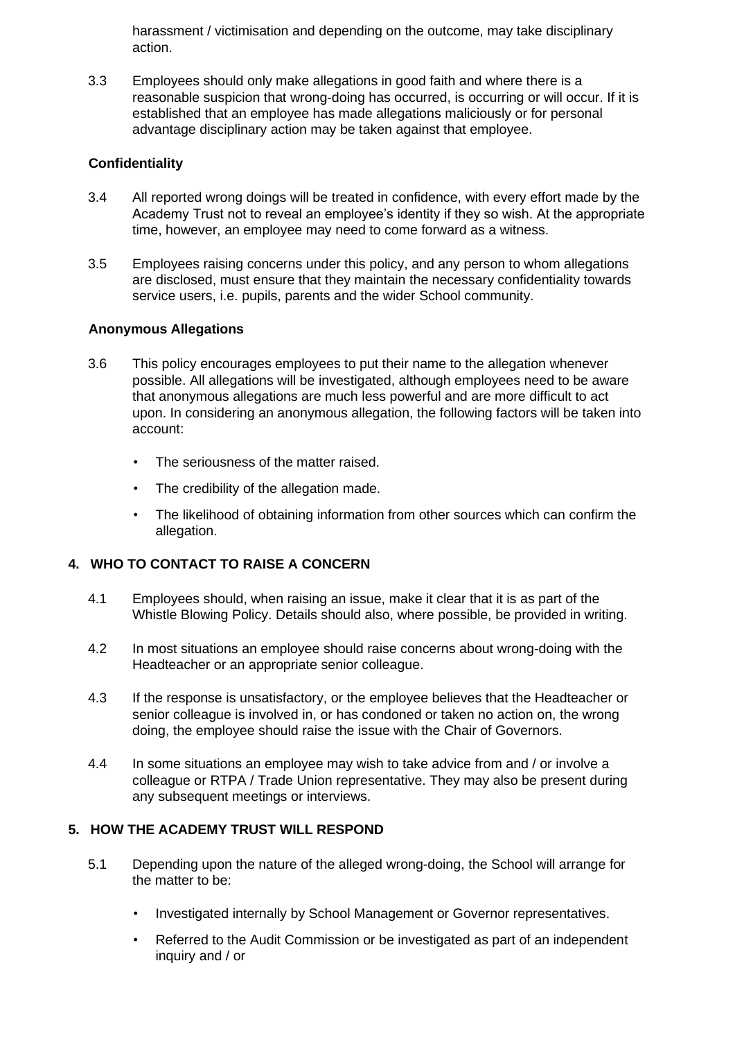harassment / victimisation and depending on the outcome, may take disciplinary action.

3.3 Employees should only make allegations in good faith and where there is a reasonable suspicion that wrong-doing has occurred, is occurring or will occur. If it is established that an employee has made allegations maliciously or for personal advantage disciplinary action may be taken against that employee.

**Confidentiality**

3.4 All reported wrong doings will be treated in confidence, with every effort made by the Academy Trust not to reveal an employee's identity if they so wish. At the appropriate time, however, an employee may need to come forward as a witness.

3.5 Employees raising concerns under this policy, and any person to whom allegations are disclosed, must ensure that they maintain the necessary confidentiality towards service users, i.e. pupils, parents and the wider School community.

**Anonymous Allegations**

3.6 This policy encourages employees to put their name to the allegation whenever possible. All allegations will be investigated, although employees need to be aware that anonymous allegations are much less powerful and are more difficult to act upon. In considering an anonymous allegation, the following factors will be taken into account:

- The seriousness of the matter raised.
- The credibility of the allegation made.
- The likelihood of obtaining information from other sources which can confirm the allegation.

## 4. WHO TO CONTACT TO RAISE A CONCERN

4.1 Employees should, when raising an issue, make it clear that it is as part of the Whistle Blowing Policy. Details should also, where possible, be provided in writing.

4.2 In most situations an employee should raise concerns about wrong-doing with the Headteacher or an appropriate senior colleague.

4.3 If the response is unsatisfactory, or the employee believes that the Headteacher or senior colleague is involved in, or has condoned or taken no action on, the wrong doing, the employee should raise the issue with the Chair of Governors.

4.4 In some situations an employee may wish to take advice from and / or involve a colleague or RTPA / Trade Union representative. They may also be present during any subsequent meetings or interviews.

## 5. HOW THE ACADEMY TRUST WILL RESPOND

5.1 Depending upon the nature of the alleged wrong-doing, the School will arrange for the matter to be:

- Investigated internally by School Management or Governor representatives.
- Referred to the Audit Commission or be investigated as part of an independent inquiry and / or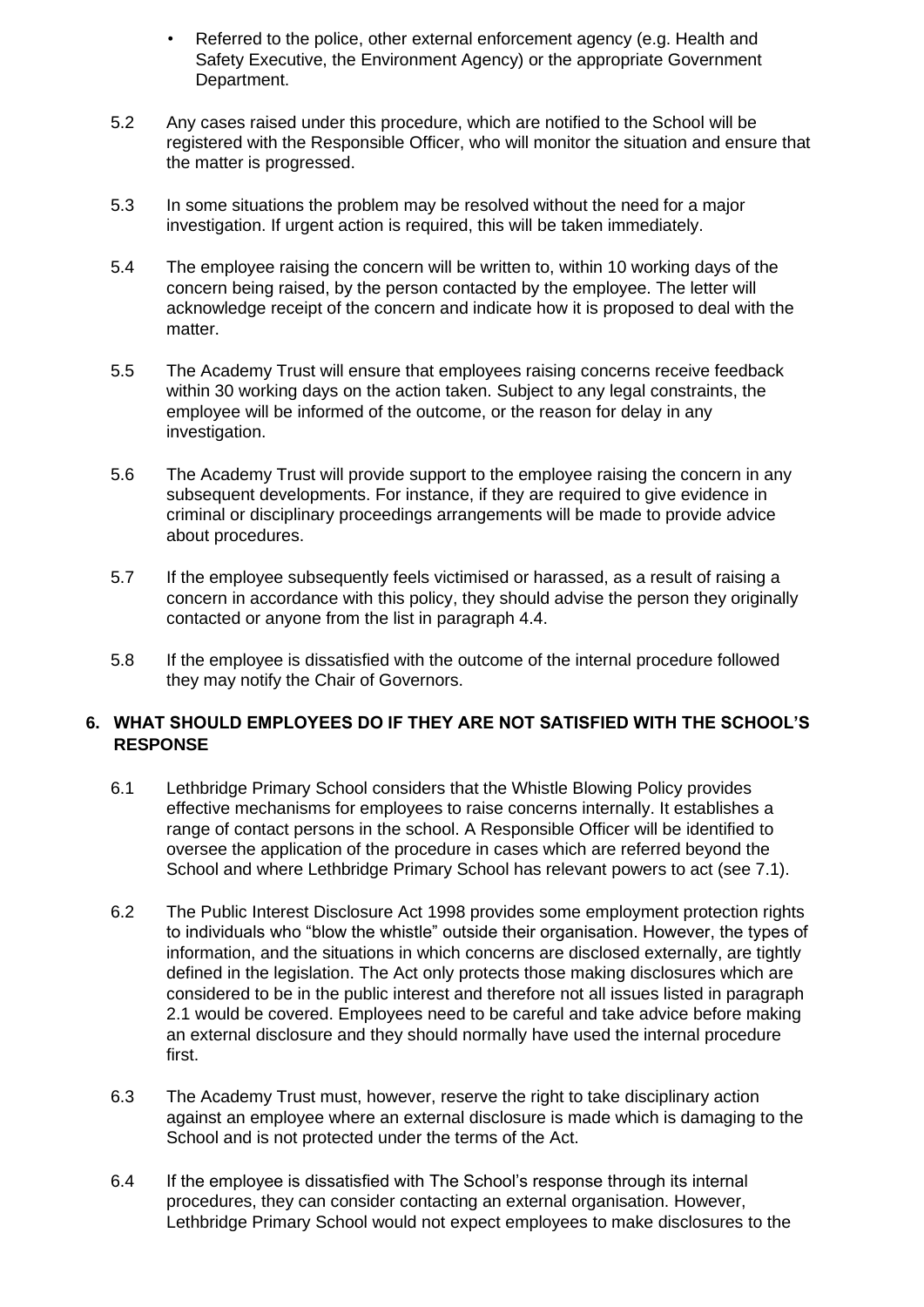- Referred to the police, other external enforcement agency (e.g. Health and Safety Executive, the Environment Agency) or the appropriate Government Department.

5.2 Any cases raised under this procedure, which are notified to the School will be registered with the Responsible Officer, who will monitor the situation and ensure that the matter is progressed.

5.3 In some situations the problem may be resolved without the need for a major investigation. If urgent action is required, this will be taken immediately.

5.4 The employee raising the concern will be written to, within 10 working days of the concern being raised, by the person contacted by the employee. The letter will acknowledge receipt of the concern and indicate how it is proposed to deal with the matter.

5.5 The Academy Trust will ensure that employees raising concerns receive feedback within 30 working days on the action taken. Subject to any legal constraints, the employee will be informed of the outcome, or the reason for delay in any investigation.

5.6 The Academy Trust will provide support to the employee raising the concern in any subsequent developments. For instance, if they are required to give evidence in criminal or disciplinary proceedings arrangements will be made to provide advice about procedures.

5.7 If the employee subsequently feels victimised or harassed, as a result of raising a concern in accordance with this policy, they should advise the person they originally contacted or anyone from the list in paragraph 4.4.

5.8 If the employee is dissatisfied with the outcome of the internal procedure followed they may notify the Chair of Governors.

## 6. WHAT SHOULD EMPLOYEES DO IF THEY ARE NOT SATISFIED WITH THE SCHOOL'S RESPONSE

6.1 Lethbridge Primary School considers that the Whistle Blowing Policy provides effective mechanisms for employees to raise concerns internally. It establishes a range of contact persons in the school. A Responsible Officer will be identified to oversee the application of the procedure in cases which are referred beyond the School and where Lethbridge Primary School has relevant powers to act (see 7.1).

6.2 The Public Interest Disclosure Act 1998 provides some employment protection rights to individuals who "blow the whistle" outside their organisation. However, the types of information, and the situations in which concerns are disclosed externally, are tightly defined in the legislation. The Act only protects those making disclosures which are considered to be in the public interest and therefore not all issues listed in paragraph 2.1 would be covered. Employees need to be careful and take advice before making an external disclosure and they should normally have used the internal procedure first.

6.3 The Academy Trust must, however, reserve the right to take disciplinary action against an employee where an external disclosure is made which is damaging to the School and is not protected under the terms of the Act.

6.4 If the employee is dissatisfied with The School's response through its internal procedures, they can consider contacting an external organisation. However, Lethbridge Primary School would not expect employees to make disclosures to the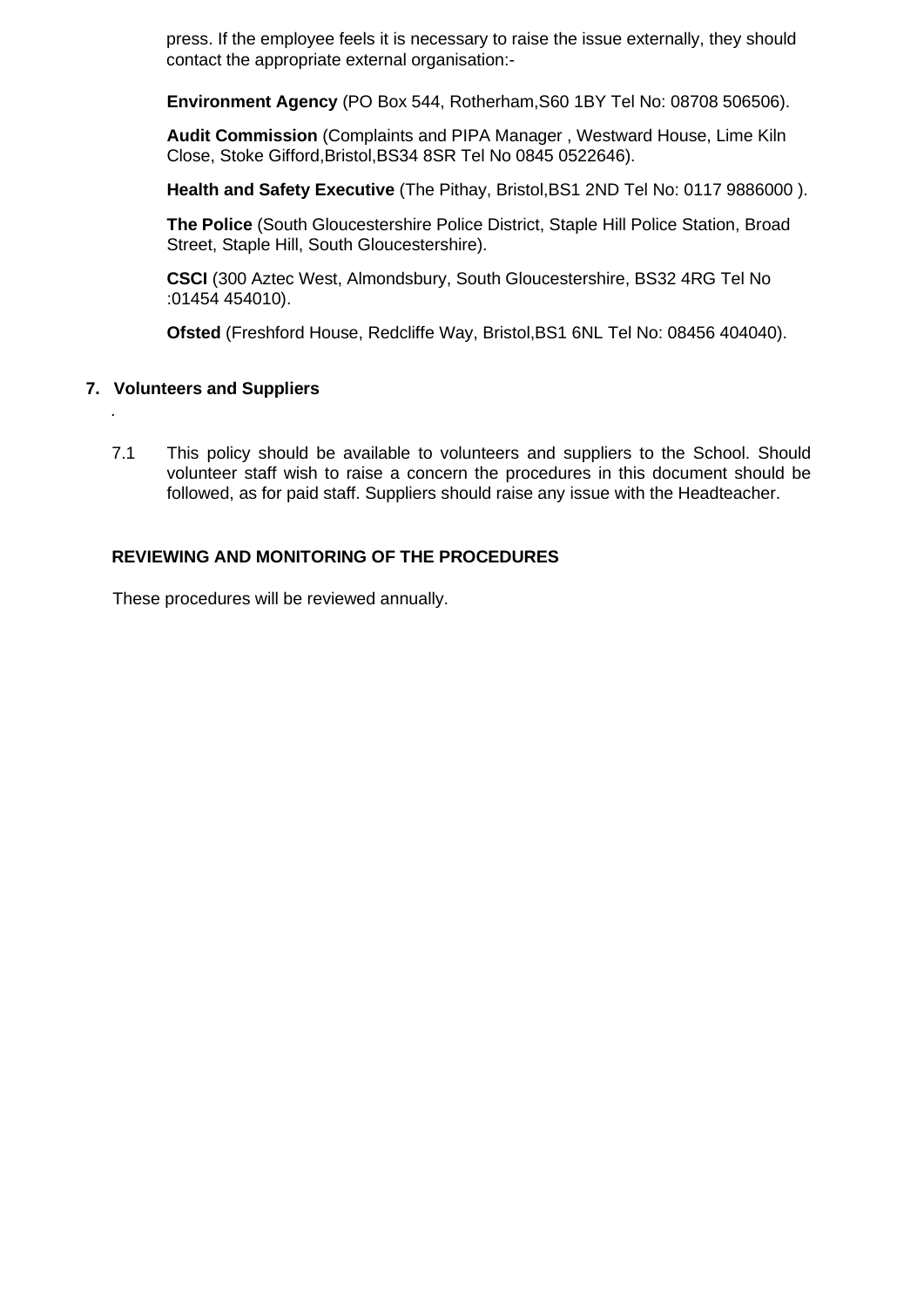press. If the employee feels it is necessary to raise the issue externally, they should contact the appropriate external organisation:-

**Environment Agency** (PO Box 544, Rotherham,S60 1BY Tel No: 08708 506506).

**Audit Commission** (Complaints and PIPA Manager , Westward House, Lime Kiln Close, Stoke Gifford,Bristol,BS34 8SR Tel No 0845 0522646).

**Health and Safety Executive** (The Pithay, Bristol,BS1 2ND Tel No: 0117 9886000 ).

**The Police** (South Gloucestershire Police District, Staple Hill Police Station, Broad Street, Staple Hill, South Gloucestershire).

**CSCI** (300 Aztec West, Almondsbury, South Gloucestershire, BS32 4RG Tel No :01454 454010).

**Ofsted** (Freshford House, Redcliffe Way, Bristol,BS1 6NL Tel No: 08456 404040).

## 7. Volunteers and Suppliers

.

7.1 This policy should be available to volunteers and suppliers to the School. Should volunteer staff wish to raise a concern the procedures in this document should be followed, as for paid staff. Suppliers should raise any issue with the Headteacher.

## REVIEWING AND MONITORING OF THE PROCEDURES

These procedures will be reviewed annually.